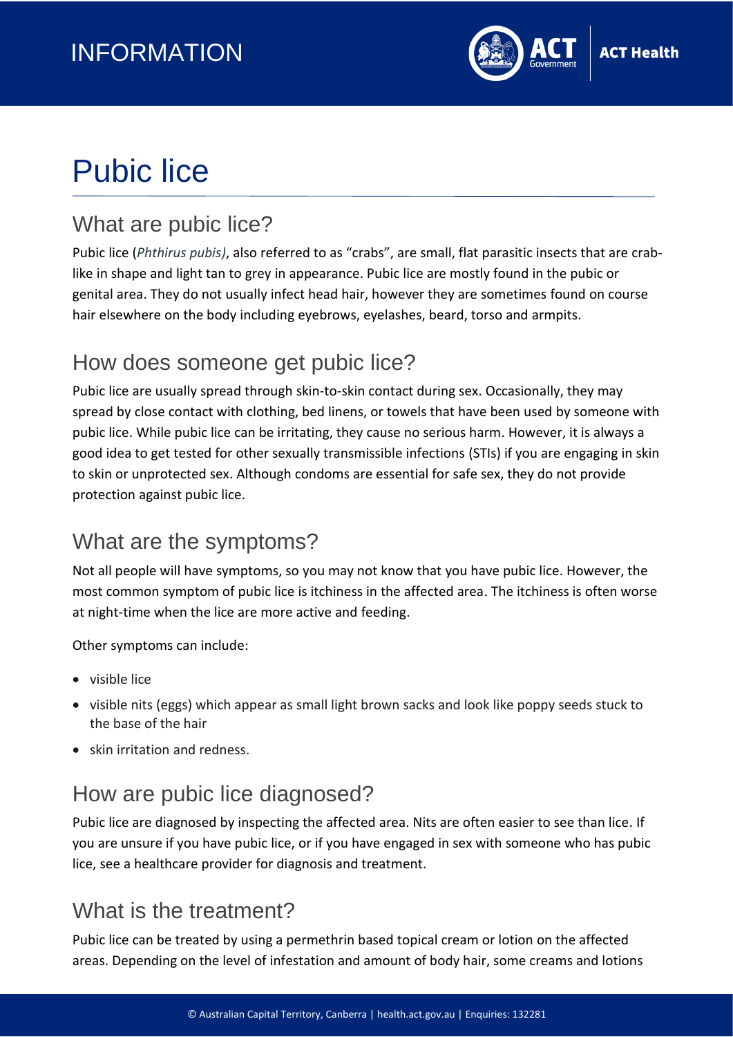INFORMATION

# Pubic lice

## What are pubic lice?

Pubic lice (*Phthirus pubis)*, also referred to as "crabs", are small, flat parasitic insects that are crab-like in shape and light tan to grey in appearance. Pubic lice are mostly found in the pubic or genital area. They do not usually infect head hair, however they are sometimes found on course hair elsewhere on the body including eyebrows, eyelashes, beard, torso and armpits.

## How does someone get pubic lice?

Pubic lice are usually spread through skin-to-skin contact during sex. Occasionally, they may spread by close contact with clothing, bed linens, or towels that have been used by someone with pubic lice. While pubic lice can be irritating, they cause no serious harm. However, it is always a good idea to get tested for other sexually transmissible infections (STIs) if you are engaging in skin to skin or unprotected sex. Although condoms are essential for safe sex, they do not provide protection against pubic lice.

## What are the symptoms?

Not all people will have symptoms, so you may not know that you have pubic lice. However, the most common symptom of pubic lice is itchiness in the affected area. The itchiness is often worse at night-time when the lice are more active and feeding.

Other symptoms can include:

- visible lice
- visible nits (eggs) which appear as small light brown sacks and look like poppy seeds stuck to the base of the hair
- skin irritation and redness.

## How are pubic lice diagnosed?

Pubic lice are diagnosed by inspecting the affected area. Nits are often easier to see than lice. If you are unsure if you have pubic lice, or if you have engaged in sex with someone who has pubic lice, see a healthcare provider for diagnosis and treatment.

## What is the treatment?

Pubic lice can be treated by using a permethrin based topical cream or lotion on the affected areas. Depending on the level of infestation and amount of body hair, some creams and lotions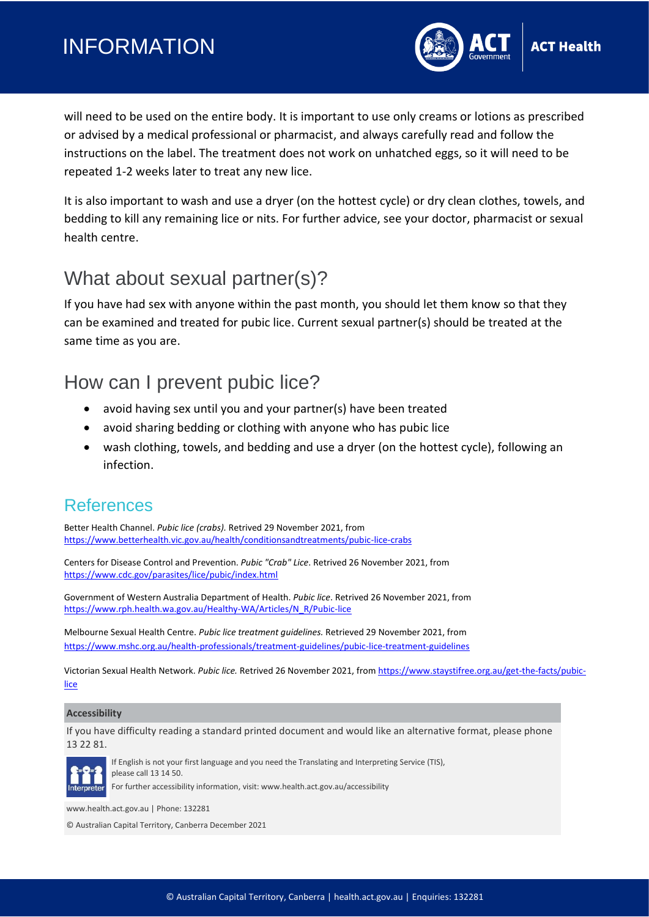will need to be used on the entire body. It is important to use only creams or lotions as prescribed or advised by a medical professional or pharmacist, and always carefully read and follow the instructions on the label. The treatment does not work on unhatched eggs, so it will need to be repeated 1-2 weeks later to treat any new lice.

It is also important to wash and use a dryer (on the hottest cycle) or dry clean clothes, towels, and bedding to kill any remaining lice or nits. For further advice, see your doctor, pharmacist or sexual health centre.

## What about sexual partner(s)?

If you have had sex with anyone within the past month, you should let them know so that they can be examined and treated for pubic lice. Current sexual partner(s) should be treated at the same time as you are.

## How can I prevent pubic lice?

- avoid having sex until you and your partner(s) have been treated
- avoid sharing bedding or clothing with anyone who has pubic lice
- wash clothing, towels, and bedding and use a dryer (on the hottest cycle), following an infection.

## References

Better Health Channel. *Pubic lice (crabs).* Retrived 29 November 2021, from https://www.betterhealth.vic.gov.au/health/conditionsandtreatments/pubic-lice-crabs

Centers for Disease Control and Prevention. *Pubic "Crab" Lice*. Retrived 26 November 2021, from https://www.cdc.gov/parasites/lice/pubic/index.html

Government of Western Australia Department of Health. *Pubic lice*. Retrived 26 November 2021, from https://www.rph.health.wa.gov.au/Healthy-WA/Articles/N_R/Pubic-lice

Melbourne Sexual Health Centre. *Pubic lice treatment guidelines.* Retrieved 29 November 2021, from https://www.mshc.org.au/health-professionals/treatment-guidelines/pubic-lice-treatment-guidelines

Victorian Sexual Health Network. *Pubic lice.* Retrived 26 November 2021, from https://www.staystifree.org.au/get-the-facts/pubic-lice

**Accessibility**

If you have difficulty reading a standard printed document and would like an alternative format, please phone 13 22 81.

If English is not your first language and you need the Translating and Interpreting Service (TIS), please call 13 14 50.

For further accessibility information, visit: www.health.act.gov.au/accessibility

www.health.act.gov.au | Phone: 132281

© Australian Capital Territory, Canberra December 2021